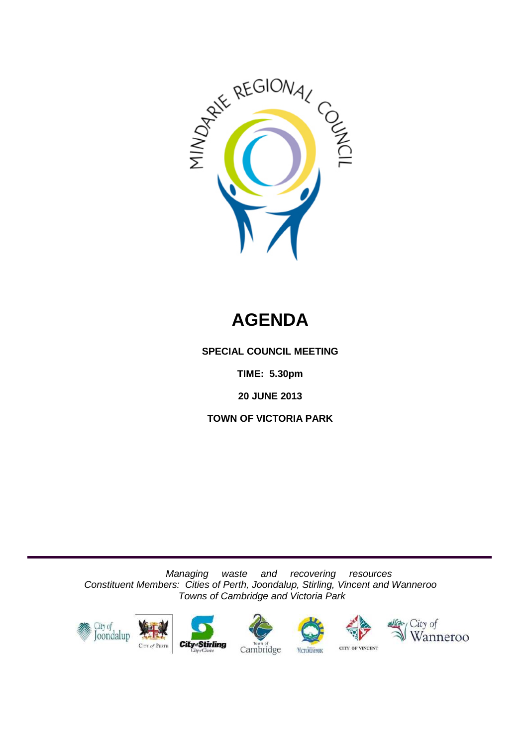MINDARIE REGIONAL COUNCIL

# AGENDA

**SPECIAL COUNCIL MEETING**

**TIME: 5.30pm**

**20 JUNE 2013**

**TOWN OF VICTORIA PARK**

---

*Managing waste and recovering resources*
*Constituent Members: Cities of Perth, Joondalup, Stirling, Vincent and Wanneroo*
*Towns of Cambridge and Victoria Park*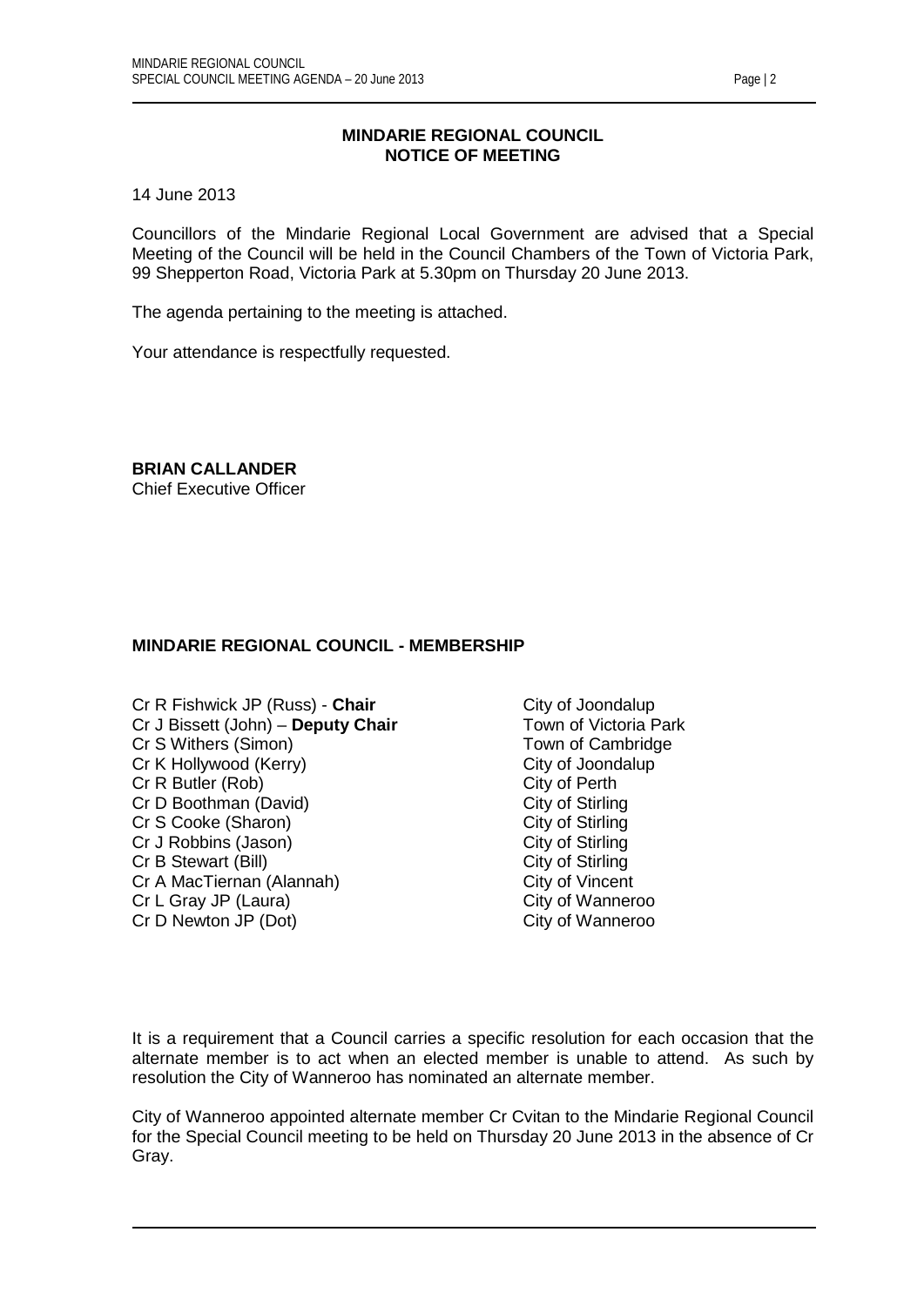**MINDARIE REGIONAL COUNCIL**
**NOTICE OF MEETING**

14 June 2013

Councillors of the Mindarie Regional Local Government are advised that a Special Meeting of the Council will be held in the Council Chambers of the Town of Victoria Park, 99 Shepperton Road, Victoria Park at 5.30pm on Thursday 20 June 2013.

The agenda pertaining to the meeting is attached.

Your attendance is respectfully requested.

**BRIAN CALLANDER**
Chief Executive Officer

**MINDARIE REGIONAL COUNCIL - MEMBERSHIP**

| | |
|---|---|
| Cr R Fishwick JP (Russ) - **Chair** | City of Joondalup |
| Cr J Bissett (John) – **Deputy Chair** | Town of Victoria Park |
| Cr S Withers (Simon) | Town of Cambridge |
| Cr K Hollywood (Kerry) | City of Joondalup |
| Cr R Butler (Rob) | City of Perth |
| Cr D Boothman (David) | City of Stirling |
| Cr S Cooke (Sharon) | City of Stirling |
| Cr J Robbins (Jason) | City of Stirling |
| Cr B Stewart (Bill) | City of Stirling |
| Cr A MacTiernan (Alannah) | City of Vincent |
| Cr L Gray JP (Laura) | City of Wanneroo |
| Cr D Newton JP (Dot) | City of Wanneroo |

It is a requirement that a Council carries a specific resolution for each occasion that the alternate member is to act when an elected member is unable to attend. As such by resolution the City of Wanneroo has nominated an alternate member.

City of Wanneroo appointed alternate member Cr Cvitan to the Mindarie Regional Council for the Special Council meeting to be held on Thursday 20 June 2013 in the absence of Cr Gray.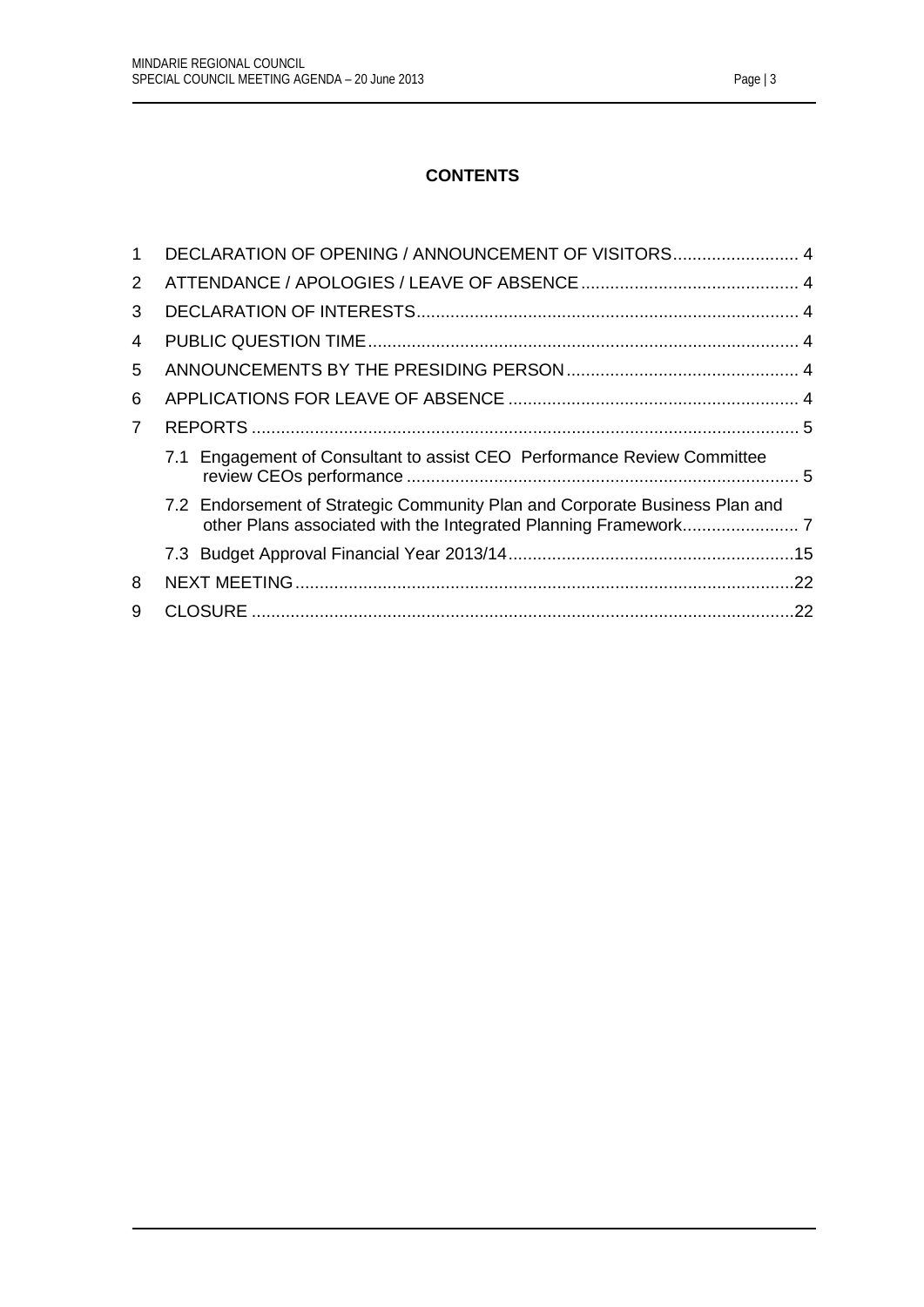**CONTENTS**

1 DECLARATION OF OPENING / ANNOUNCEMENT OF VISITORS.......................... 4

2 ATTENDANCE / APOLOGIES / LEAVE OF ABSENCE ............................................ 4

3 DECLARATION OF INTERESTS............................................................................. 4

4 PUBLIC QUESTION TIME........................................................................................ 4

5 ANNOUNCEMENTS BY THE PRESIDING PERSON ................................................ 4

6 APPLICATIONS FOR LEAVE OF ABSENCE ........................................................... 4

7 REPORTS ................................................................................................................ 5

 7.1 Engagement of Consultant to assist CEO Performance Review Committee review CEOs performance ................................................................................ 5

 7.2 Endorsement of Strategic Community Plan and Corporate Business Plan and other Plans associated with the Integrated Planning Framework........................ 7

 7.3 Budget Approval Financial Year 2013/14...........................................................15

8 NEXT MEETING......................................................................................................22

9 CLOSURE ...............................................................................................................22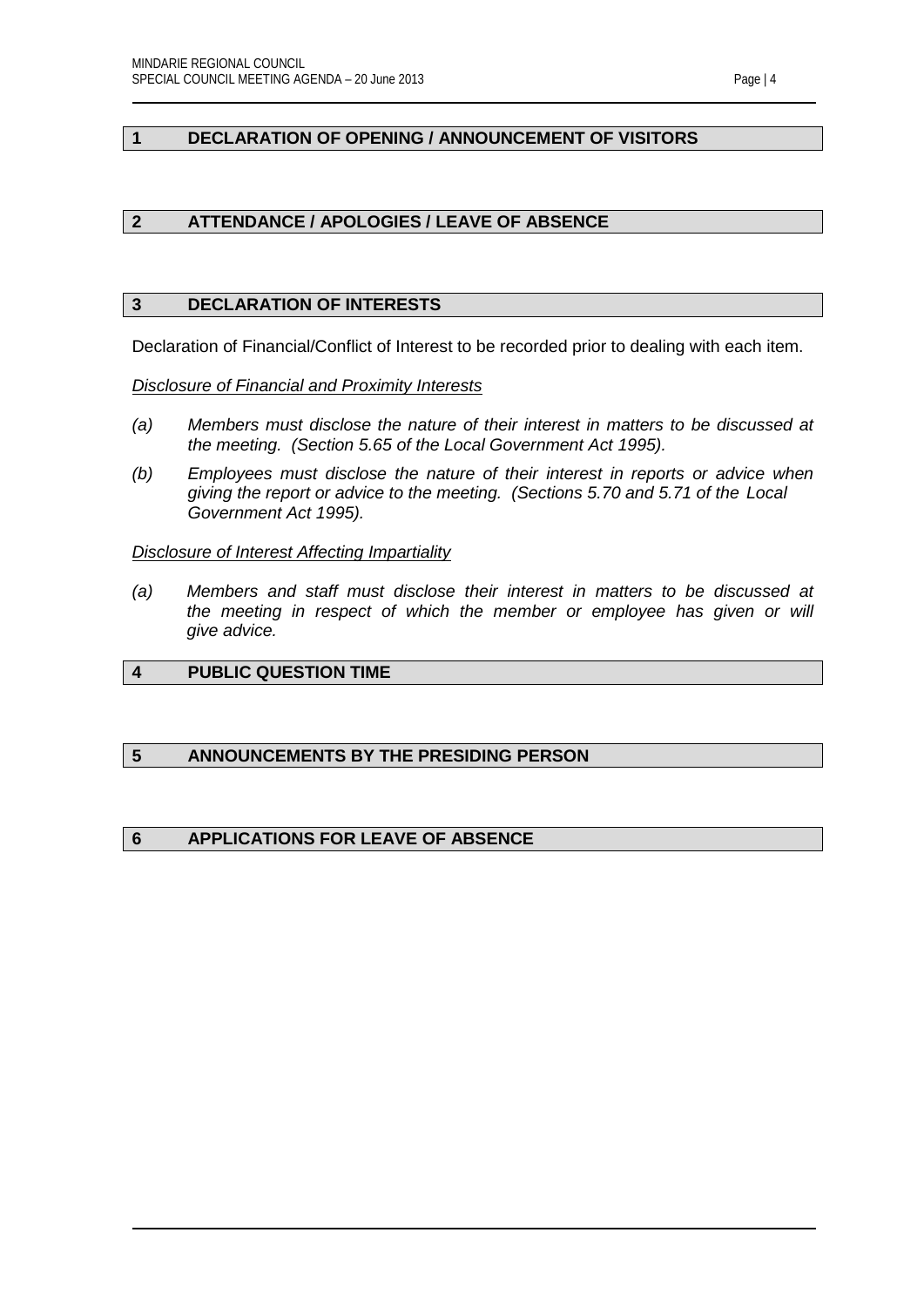## 1 DECLARATION OF OPENING / ANNOUNCEMENT OF VISITORS

## 2 ATTENDANCE / APOLOGIES / LEAVE OF ABSENCE

## 3 DECLARATION OF INTERESTS

Declaration of Financial/Conflict of Interest to be recorded prior to dealing with each item.

*Disclosure of Financial and Proximity Interests*

- *(a) Members must disclose the nature of their interest in matters to be discussed at the meeting. (Section 5.65 of the Local Government Act 1995).*
- *(b) Employees must disclose the nature of their interest in reports or advice when giving the report or advice to the meeting. (Sections 5.70 and 5.71 of the Local Government Act 1995).*

*Disclosure of Interest Affecting Impartiality*

- *(a) Members and staff must disclose their interest in matters to be discussed at the meeting in respect of which the member or employee has given or will give advice.*

## 4 PUBLIC QUESTION TIME

## 5 ANNOUNCEMENTS BY THE PRESIDING PERSON

## 6 APPLICATIONS FOR LEAVE OF ABSENCE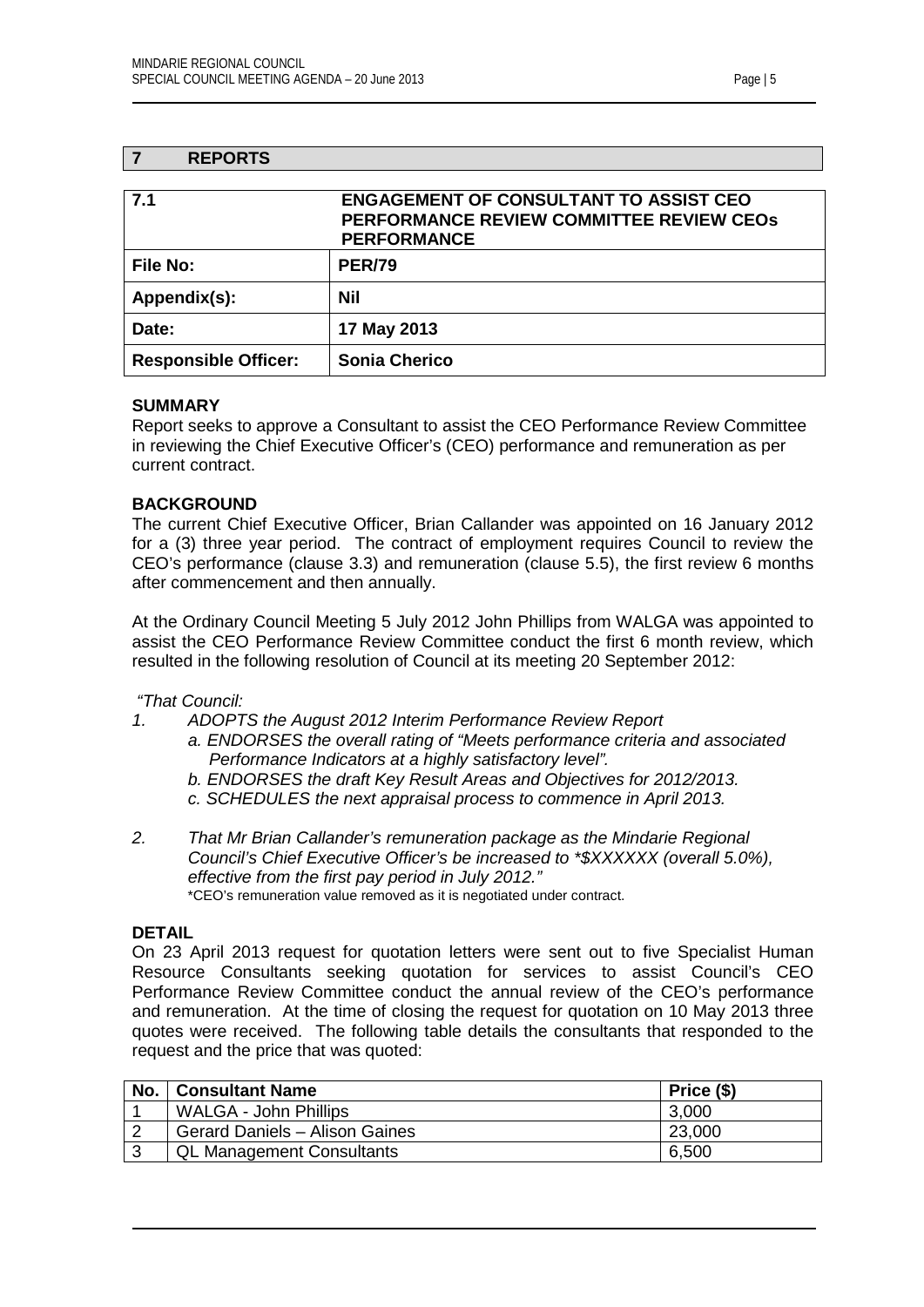## 7 REPORTS

| 7.1 | ENGAGEMENT OF CONSULTANT TO ASSIST CEO PERFORMANCE REVIEW COMMITTEE REVIEW CEOs PERFORMANCE |
|---|---|
| **File No:** | **PER/79** |
| **Appendix(s):** | **Nil** |
| **Date:** | **17 May 2013** |
| **Responsible Officer:** | **Sonia Cherico** |

**SUMMARY**

Report seeks to approve a Consultant to assist the CEO Performance Review Committee in reviewing the Chief Executive Officer's (CEO) performance and remuneration as per current contract.

**BACKGROUND**

The current Chief Executive Officer, Brian Callander was appointed on 16 January 2012 for a (3) three year period. The contract of employment requires Council to review the CEO's performance (clause 3.3) and remuneration (clause 5.5), the first review 6 months after commencement and then annually.

At the Ordinary Council Meeting 5 July 2012 John Phillips from WALGA was appointed to assist the CEO Performance Review Committee conduct the first 6 month review, which resulted in the following resolution of Council at its meeting 20 September 2012:

*"That Council:*

1. *ADOPTS the August 2012 Interim Performance Review Report*
   a. *ENDORSES the overall rating of "Meets performance criteria and associated Performance Indicators at a highly satisfactory level".*
   b. *ENDORSES the draft Key Result Areas and Objectives for 2012/2013.*
   c. *SCHEDULES the next appraisal process to commence in April 2013.*

2. *That Mr Brian Callander's remuneration package as the Mindarie Regional Council's Chief Executive Officer's be increased to *$XXXXXX (overall 5.0%), effective from the first pay period in July 2012."*

   *CEO's remuneration value removed as it is negotiated under contract.

**DETAIL**

On 23 April 2013 request for quotation letters were sent out to five Specialist Human Resource Consultants seeking quotation for services to assist Council's CEO Performance Review Committee conduct the annual review of the CEO's performance and remuneration. At the time of closing the request for quotation on 10 May 2013 three quotes were received. The following table details the consultants that responded to the request and the price that was quoted:

| No. | Consultant Name | Price ($) |
|---|---|---|
| 1 | WALGA - John Phillips | 3,000 |
| 2 | Gerard Daniels – Alison Gaines | 23,000 |
| 3 | QL Management Consultants | 6,500 |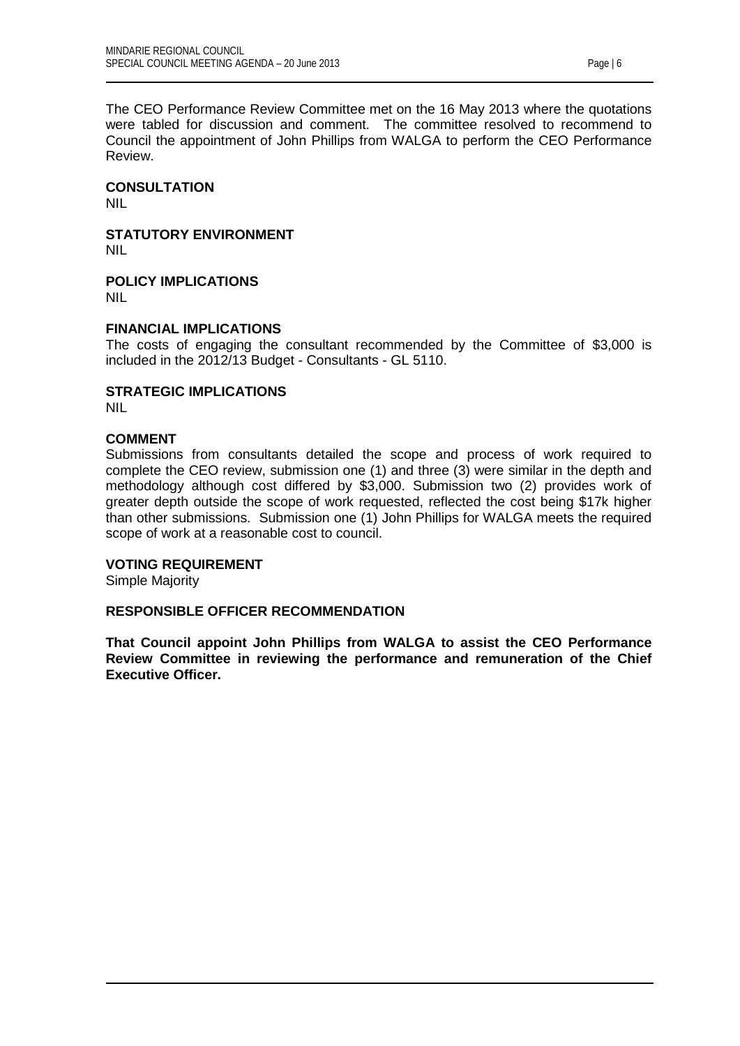The CEO Performance Review Committee met on the 16 May 2013 where the quotations were tabled for discussion and comment. The committee resolved to recommend to Council the appointment of John Phillips from WALGA to perform the CEO Performance Review.

**CONSULTATION**

NIL

**STATUTORY ENVIRONMENT**

NIL

**POLICY IMPLICATIONS**

NIL

**FINANCIAL IMPLICATIONS**

The costs of engaging the consultant recommended by the Committee of $3,000 is included in the 2012/13 Budget - Consultants - GL 5110.

**STRATEGIC IMPLICATIONS**

NIL

**COMMENT**

Submissions from consultants detailed the scope and process of work required to complete the CEO review, submission one (1) and three (3) were similar in the depth and methodology although cost differed by $3,000. Submission two (2) provides work of greater depth outside the scope of work requested, reflected the cost being $17k higher than other submissions. Submission one (1) John Phillips for WALGA meets the required scope of work at a reasonable cost to council.

**VOTING REQUIREMENT**

Simple Majority

**RESPONSIBLE OFFICER RECOMMENDATION**

**That Council appoint John Phillips from WALGA to assist the CEO Performance Review Committee in reviewing the performance and remuneration of the Chief Executive Officer.**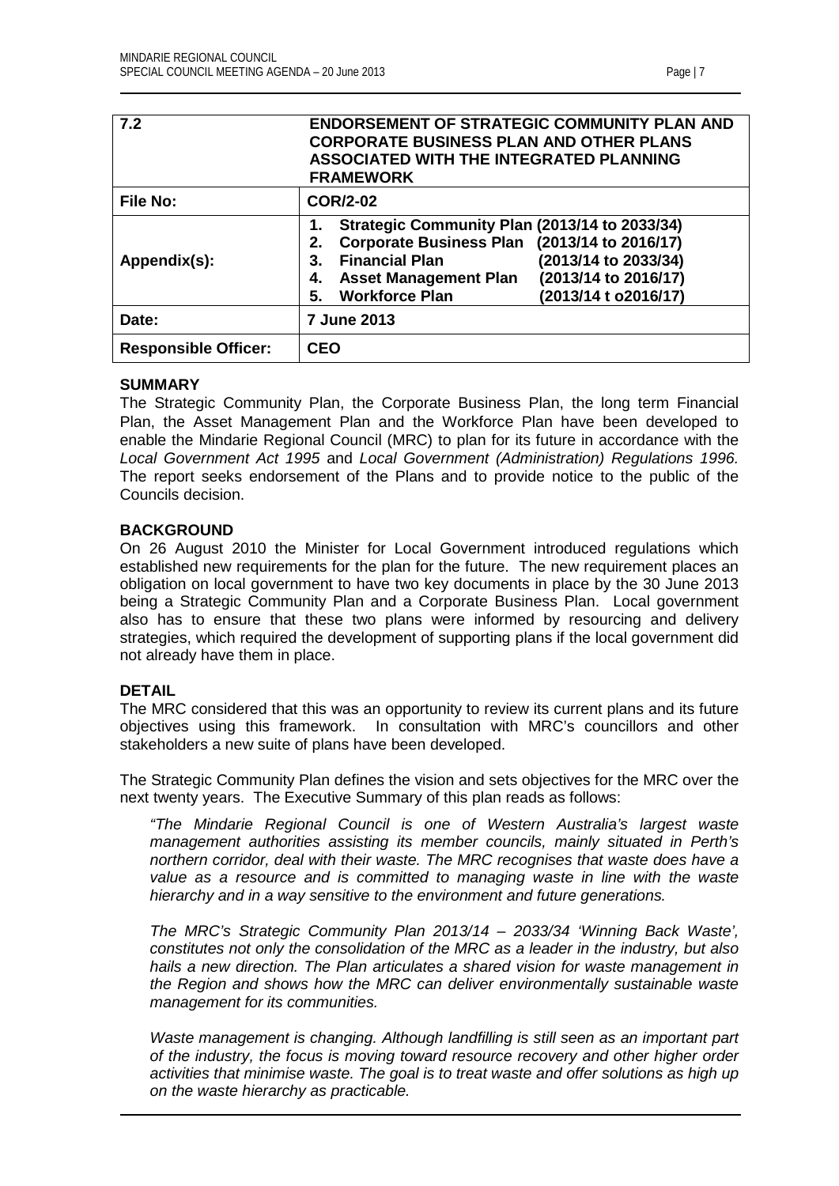| 7.2 | **ENDORSEMENT OF STRATEGIC COMMUNITY PLAN AND CORPORATE BUSINESS PLAN AND OTHER PLANS ASSOCIATED WITH THE INTEGRATED PLANNING FRAMEWORK** |
|---|---|
| **File No:** | **COR/2-02** |
| **Appendix(s):** | **1. Strategic Community Plan (2013/14 to 2033/34)**<br>**2. Corporate Business Plan (2013/14 to 2016/17)**<br>**3. Financial Plan (2013/14 to 2033/34)**<br>**4. Asset Management Plan (2013/14 to 2016/17)**<br>**5. Workforce Plan (2013/14 t o2016/17)** |
| **Date:** | **7 June 2013** |
| **Responsible Officer:** | **CEO** |

**SUMMARY**

The Strategic Community Plan, the Corporate Business Plan, the long term Financial Plan, the Asset Management Plan and the Workforce Plan have been developed to enable the Mindarie Regional Council (MRC) to plan for its future in accordance with the *Local Government Act 1995* and *Local Government (Administration) Regulations 1996.* The report seeks endorsement of the Plans and to provide notice to the public of the Councils decision.

**BACKGROUND**

On 26 August 2010 the Minister for Local Government introduced regulations which established new requirements for the plan for the future. The new requirement places an obligation on local government to have two key documents in place by the 30 June 2013 being a Strategic Community Plan and a Corporate Business Plan. Local government also has to ensure that these two plans were informed by resourcing and delivery strategies, which required the development of supporting plans if the local government did not already have them in place.

**DETAIL**

The MRC considered that this was an opportunity to review its current plans and its future objectives using this framework. In consultation with MRC's councillors and other stakeholders a new suite of plans have been developed.

The Strategic Community Plan defines the vision and sets objectives for the MRC over the next twenty years. The Executive Summary of this plan reads as follows:

> *"The Mindarie Regional Council is one of Western Australia's largest waste management authorities assisting its member councils, mainly situated in Perth's northern corridor, deal with their waste. The MRC recognises that waste does have a value as a resource and is committed to managing waste in line with the waste hierarchy and in a way sensitive to the environment and future generations.*
>
> *The MRC's Strategic Community Plan 2013/14 – 2033/34 'Winning Back Waste', constitutes not only the consolidation of the MRC as a leader in the industry, but also hails a new direction. The Plan articulates a shared vision for waste management in the Region and shows how the MRC can deliver environmentally sustainable waste management for its communities.*
>
> *Waste management is changing. Although landfilling is still seen as an important part of the industry, the focus is moving toward resource recovery and other higher order activities that minimise waste. The goal is to treat waste and offer solutions as high up on the waste hierarchy as practicable.*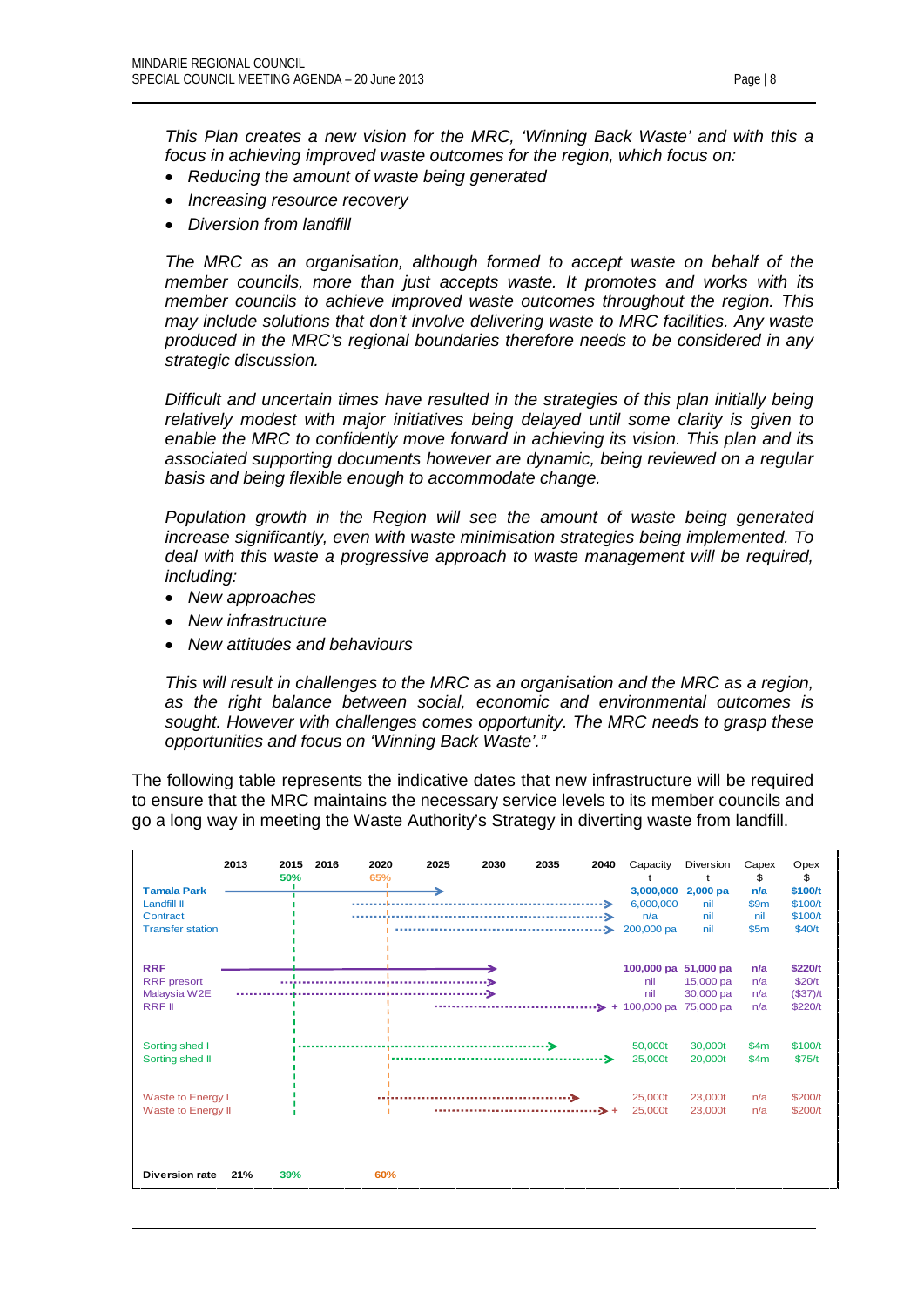*This Plan creates a new vision for the MRC, 'Winning Back Waste' and with this a focus in achieving improved waste outcomes for the region, which focus on:*

- *Reducing the amount of waste being generated*
- *Increasing resource recovery*
- *Diversion from landfill*

*The MRC as an organisation, although formed to accept waste on behalf of the member councils, more than just accepts waste. It promotes and works with its member councils to achieve improved waste outcomes throughout the region. This may include solutions that don't involve delivering waste to MRC facilities. Any waste produced in the MRC's regional boundaries therefore needs to be considered in any strategic discussion.*

*Difficult and uncertain times have resulted in the strategies of this plan initially being relatively modest with major initiatives being delayed until some clarity is given to enable the MRC to confidently move forward in achieving its vision. This plan and its associated supporting documents however are dynamic, being reviewed on a regular basis and being flexible enough to accommodate change.*

*Population growth in the Region will see the amount of waste being generated increase significantly, even with waste minimisation strategies being implemented. To deal with this waste a progressive approach to waste management will be required, including:*

- *New approaches*
- *New infrastructure*
- *New attitudes and behaviours*

*This will result in challenges to the MRC as an organisation and the MRC as a region, as the right balance between social, economic and environmental outcomes is sought. However with challenges comes opportunity. The MRC needs to grasp these opportunities and focus on 'Winning Back Waste'."*

The following table represents the indicative dates that new infrastructure will be required to ensure that the MRC maintains the necessary service levels to its member councils and go a long way in meeting the Waste Authority's Strategy in diverting waste from landfill.

| | Timeline (2013 – 2040) | Capacity t | Diversion t | Capex $ | Opex $ |
|---|---|---|---|---|---|
| **Tamala Park** | 2013 – 2025 | **3,000,000** | **2,000 pa** | **n/a** | **$100/t** |
| Landfill II | 2016 – 2040 | 6,000,000 | nil | $9m | $100/t |
| Contract | 2016 – 2040 | n/a | nil | nil | $100/t |
| Transfer station | 2020 – 2040 | 200,000 pa | nil | $5m | $40/t |
| **RRF** | 2013 – 2030 | **100,000 pa** | **51,000 pa** | **n/a** | **$220/t** |
| RRF presort | 2015 – 2030 | nil | 15,000 pa | n/a | $20/t |
| Malaysia W2E | 2013 – 2030 | nil | 30,000 pa | n/a | ($37)/t |
| RRF II | 2025 – 2040 | + 100,000 pa | 75,000 pa | n/a | $220/t |
| Sorting shed I | 2015 – 2035 | 50,000t | 30,000t | $4m | $100/t |
| Sorting shed II | 2020 – 2040 | 25,000t | 20,000t | $4m | $75/t |
| Waste to Energy I | 2020 – 2035 | 25,000t | 23,000t | n/a | $200/t |
| Waste to Energy II | 2025 – 2040 | + 25,000t | 23,000t | n/a | $200/t |
| **Diversion rate** | 2013: **21%**; 2015: **39%** (target 50%); 2020: **60%** (target 65%) | | | | |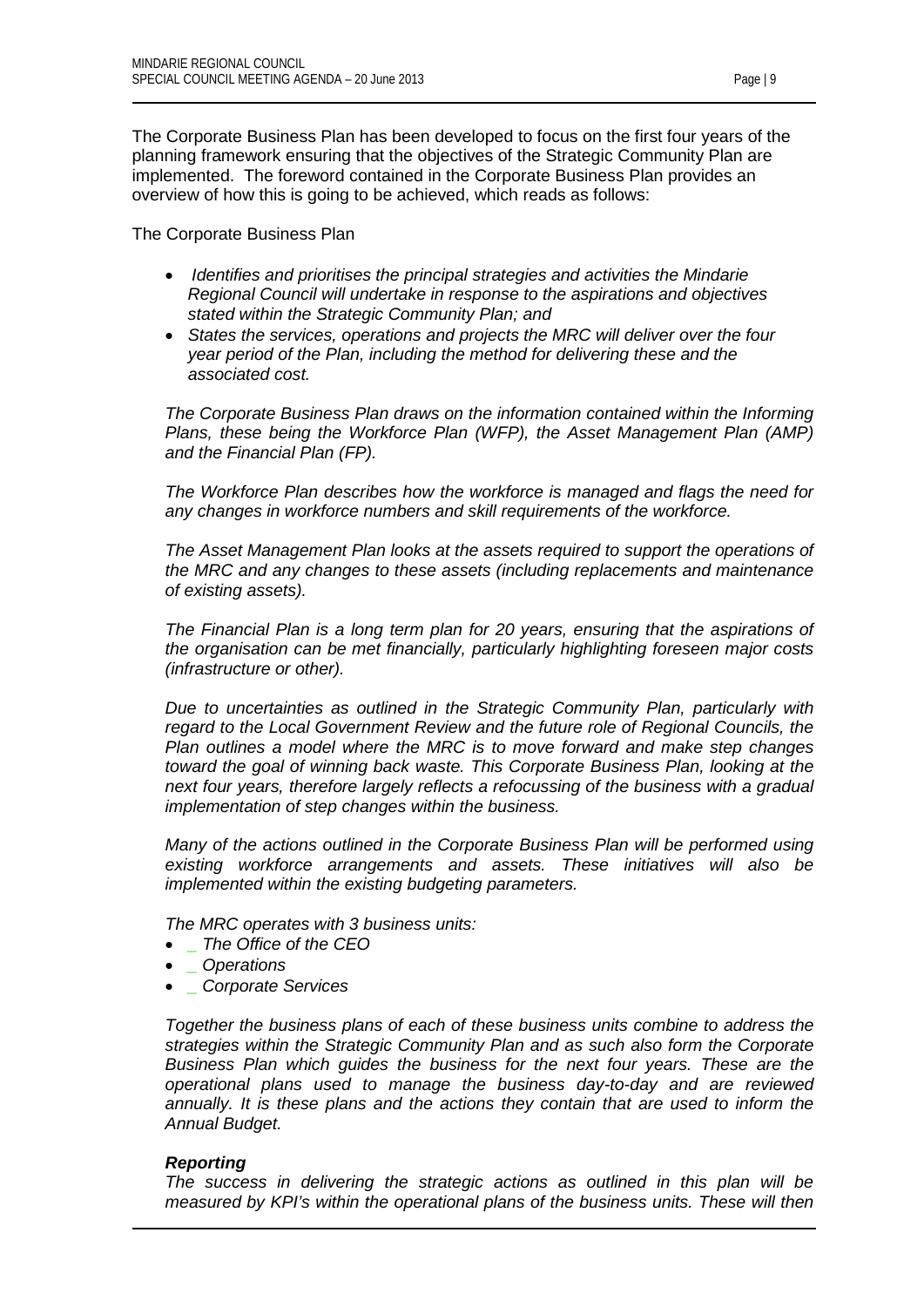The Corporate Business Plan has been developed to focus on the first four years of the planning framework ensuring that the objectives of the Strategic Community Plan are implemented. The foreword contained in the Corporate Business Plan provides an overview of how this is going to be achieved, which reads as follows:

The Corporate Business Plan

- *Identifies and prioritises the principal strategies and activities the Mindarie Regional Council will undertake in response to the aspirations and objectives stated within the Strategic Community Plan; and*
- *States the services, operations and projects the MRC will deliver over the four year period of the Plan, including the method for delivering these and the associated cost.*

*The Corporate Business Plan draws on the information contained within the Informing Plans, these being the Workforce Plan (WFP), the Asset Management Plan (AMP) and the Financial Plan (FP).*

*The Workforce Plan describes how the workforce is managed and flags the need for any changes in workforce numbers and skill requirements of the workforce.*

*The Asset Management Plan looks at the assets required to support the operations of the MRC and any changes to these assets (including replacements and maintenance of existing assets).*

*The Financial Plan is a long term plan for 20 years, ensuring that the aspirations of the organisation can be met financially, particularly highlighting foreseen major costs (infrastructure or other).*

*Due to uncertainties as outlined in the Strategic Community Plan, particularly with regard to the Local Government Review and the future role of Regional Councils, the Plan outlines a model where the MRC is to move forward and make step changes toward the goal of winning back waste. This Corporate Business Plan, looking at the next four years, therefore largely reflects a refocussing of the business with a gradual implementation of step changes within the business.*

*Many of the actions outlined in the Corporate Business Plan will be performed using existing workforce arrangements and assets. These initiatives will also be implemented within the existing budgeting parameters.*

*The MRC operates with 3 business units:*

- *_ The Office of the CEO*
- *_ Operations*
- *_ Corporate Services*

*Together the business plans of each of these business units combine to address the strategies within the Strategic Community Plan and as such also form the Corporate Business Plan which guides the business for the next four years. These are the operational plans used to manage the business day-to-day and are reviewed annually. It is these plans and the actions they contain that are used to inform the Annual Budget.*

***Reporting***

*The success in delivering the strategic actions as outlined in this plan will be measured by KPI's within the operational plans of the business units. These will then*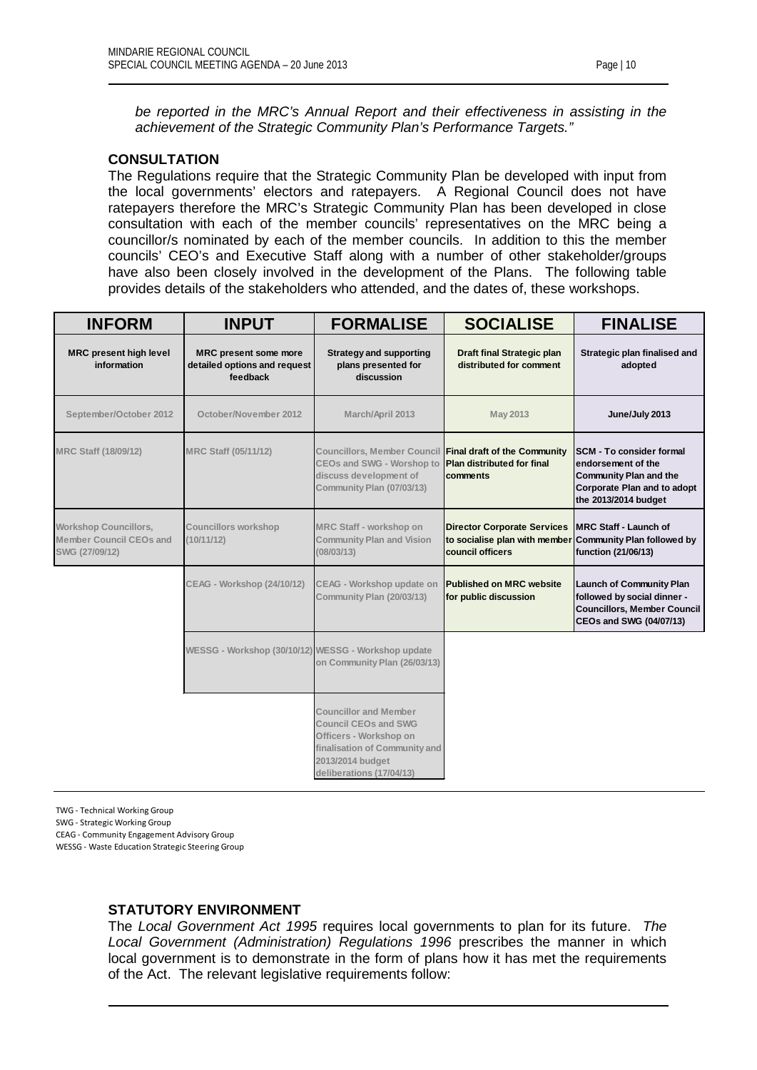*be reported in the MRC's Annual Report and their effectiveness in assisting in the achievement of the Strategic Community Plan's Performance Targets."*

**CONSULTATION**

The Regulations require that the Strategic Community Plan be developed with input from the local governments' electors and ratepayers. A Regional Council does not have ratepayers therefore the MRC's Strategic Community Plan has been developed in close consultation with each of the member councils' representatives on the MRC being a councillor/s nominated by each of the member councils. In addition to this the member councils' CEO's and Executive Staff along with a number of other stakeholder/groups have also been closely involved in the development of the Plans. The following table provides details of the stakeholders who attended, and the dates of, these workshops.

| INFORM | INPUT | FORMALISE | SOCIALISE | FINALISE |
|---|---|---|---|---|
| **MRC present high level information** | **MRC present some more detailed options and request feedback** | **Strategy and supporting plans presented for discussion** | **Draft final Strategic plan distributed for comment** | **Strategic plan finalised and adopted** |
| **September/October 2012** | **October/November 2012** | **March/April 2013** | **May 2013** | **June/July 2013** |
| **MRC Staff (18/09/12)** | **MRC Staff (05/11/12)** | **Councillors, Member Council CEOs and SWG - Worshop to discuss development of Community Plan (07/03/13)** | **Final draft of the Community Plan distributed for final comments** | **SCM - To consider formal endorsement of the Community Plan and the Corporate Plan and to adopt the 2013/2014 budget** |
| **Workshop Councillors, Member Council CEOs and SWG (27/09/12)** | **Councillors workshop (10/11/12)** | **MRC Staff - workshop on Community Plan and Vision (08/03/13)** | **Director Corporate Services to socialise plan with member council officers** | **MRC Staff - Launch of Community Plan followed by function (21/06/13)** |
| | **CEAG - Workshop (24/10/12)** | **CEAG - Workshop update on Community Plan (20/03/13)** | **Published on MRC website for public discussion** | **Launch of Community Plan followed by social dinner - Councillors, Member Council CEOs and SWG (04/07/13)** |
| | **WESSG - Workshop (30/10/12)** | **WESSG - Workshop update on Community Plan (26/03/13)** | | |
| | | **Councillor and Member Council CEOs and SWG Officers - Workshop on finalisation of Community and 2013/2014 budget deliberations (17/04/13)** | | |

TWG - Technical Working Group
SWG - Strategic Working Group
CEAG - Community Engagement Advisory Group
WESSG - Waste Education Strategic Steering Group

**STATUTORY ENVIRONMENT**

The *Local Government Act 1995* requires local governments to plan for its future. *The Local Government (Administration) Regulations 1996* prescribes the manner in which local government is to demonstrate in the form of plans how it has met the requirements of the Act. The relevant legislative requirements follow: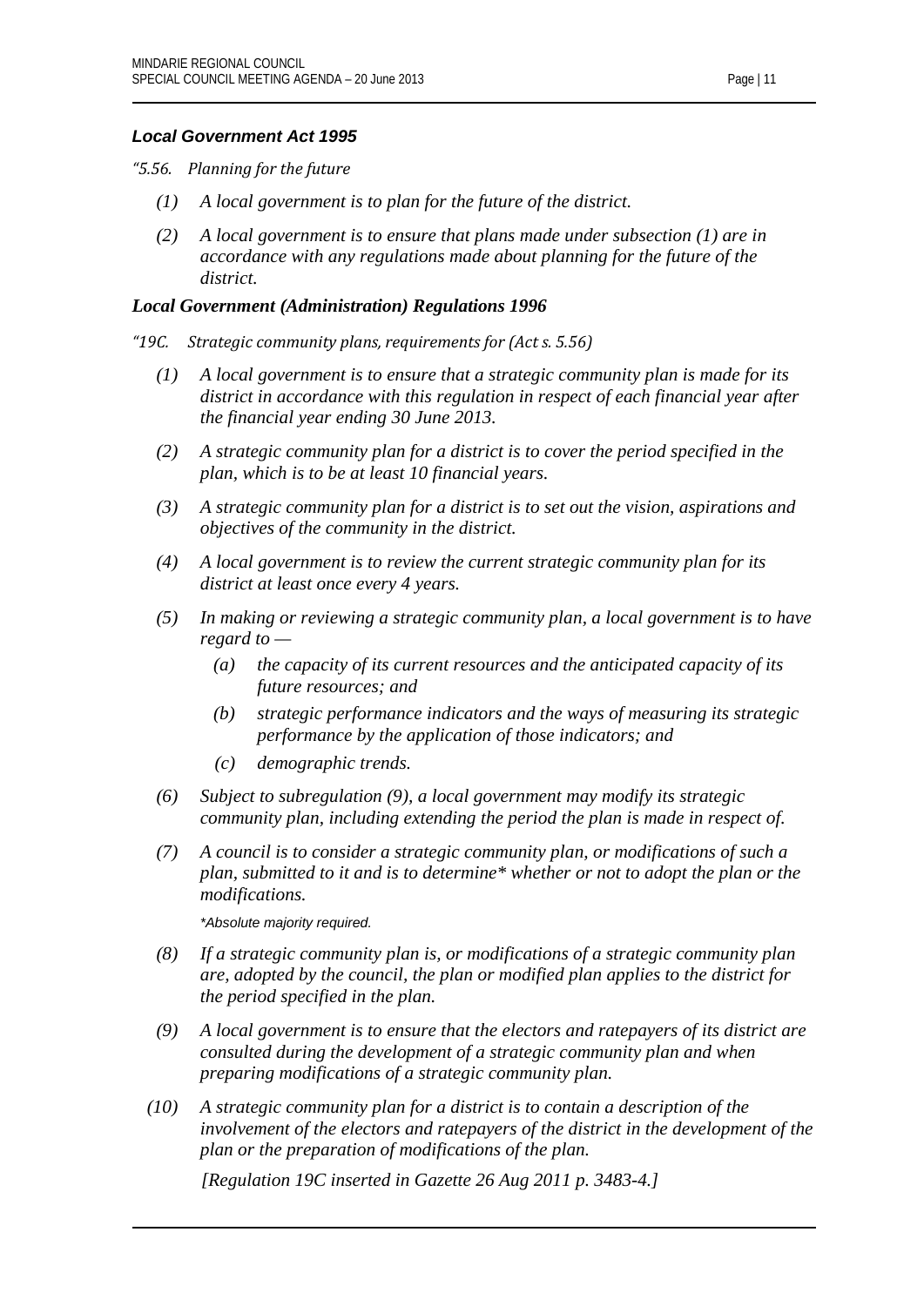***Local Government Act 1995***

*"5.56. Planning for the future*

*(1) A local government is to plan for the future of the district.*

*(2) A local government is to ensure that plans made under subsection (1) are in accordance with any regulations made about planning for the future of the district.*

***Local Government (Administration) Regulations 1996***

*"19C. Strategic community plans, requirements for (Act s. 5.56)*

*(1) A local government is to ensure that a strategic community plan is made for its district in accordance with this regulation in respect of each financial year after the financial year ending 30 June 2013.*

*(2) A strategic community plan for a district is to cover the period specified in the plan, which is to be at least 10 financial years.*

*(3) A strategic community plan for a district is to set out the vision, aspirations and objectives of the community in the district.*

*(4) A local government is to review the current strategic community plan for its district at least once every 4 years.*

*(5) In making or reviewing a strategic community plan, a local government is to have regard to —*

*(a) the capacity of its current resources and the anticipated capacity of its future resources; and*

*(b) strategic performance indicators and the ways of measuring its strategic performance by the application of those indicators; and*

*(c) demographic trends.*

*(6) Subject to subregulation (9), a local government may modify its strategic community plan, including extending the period the plan is made in respect of.*

*(7) A council is to consider a strategic community plan, or modifications of such a plan, submitted to it and is to determine* whether or not to adopt the plan or the modifications.*

**Absolute majority required.*

*(8) If a strategic community plan is, or modifications of a strategic community plan are, adopted by the council, the plan or modified plan applies to the district for the period specified in the plan.*

*(9) A local government is to ensure that the electors and ratepayers of its district are consulted during the development of a strategic community plan and when preparing modifications of a strategic community plan.*

*(10) A strategic community plan for a district is to contain a description of the involvement of the electors and ratepayers of the district in the development of the plan or the preparation of modifications of the plan.*

*[Regulation 19C inserted in Gazette 26 Aug 2011 p. 3483-4.]*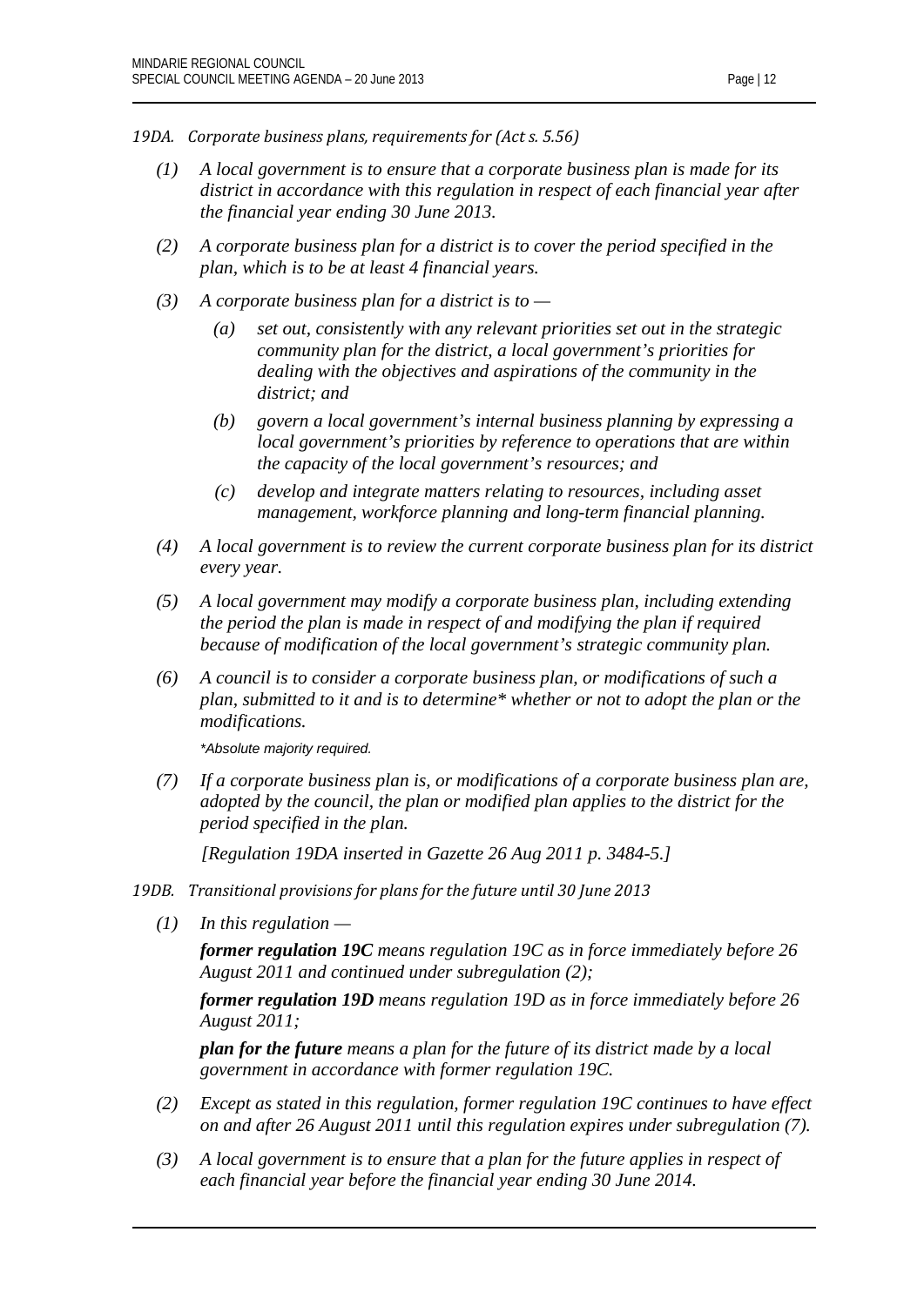*19DA. Corporate business plans, requirements for (Act s. 5.56)*

*(1) A local government is to ensure that a corporate business plan is made for its district in accordance with this regulation in respect of each financial year after the financial year ending 30 June 2013.*

*(2) A corporate business plan for a district is to cover the period specified in the plan, which is to be at least 4 financial years.*

*(3) A corporate business plan for a district is to —*

*(a) set out, consistently with any relevant priorities set out in the strategic community plan for the district, a local government's priorities for dealing with the objectives and aspirations of the community in the district; and*

*(b) govern a local government's internal business planning by expressing a local government's priorities by reference to operations that are within the capacity of the local government's resources; and*

*(c) develop and integrate matters relating to resources, including asset management, workforce planning and long-term financial planning.*

*(4) A local government is to review the current corporate business plan for its district every year.*

*(5) A local government may modify a corporate business plan, including extending the period the plan is made in respect of and modifying the plan if required because of modification of the local government's strategic community plan.*

*(6) A council is to consider a corporate business plan, or modifications of such a plan, submitted to it and is to determine* whether or not to adopt the plan or the modifications.*

*\*Absolute majority required.*

*(7) If a corporate business plan is, or modifications of a corporate business plan are, adopted by the council, the plan or modified plan applies to the district for the period specified in the plan.*

*[Regulation 19DA inserted in Gazette 26 Aug 2011 p. 3484-5.]*

*19DB. Transitional provisions for plans for the future until 30 June 2013*

*(1) In this regulation —*

***former regulation 19C** means regulation 19C as in force immediately before 26 August 2011 and continued under subregulation (2);*

***former regulation 19D** means regulation 19D as in force immediately before 26 August 2011;*

***plan for the future** means a plan for the future of its district made by a local government in accordance with former regulation 19C.*

*(2) Except as stated in this regulation, former regulation 19C continues to have effect on and after 26 August 2011 until this regulation expires under subregulation (7).*

*(3) A local government is to ensure that a plan for the future applies in respect of each financial year before the financial year ending 30 June 2014.*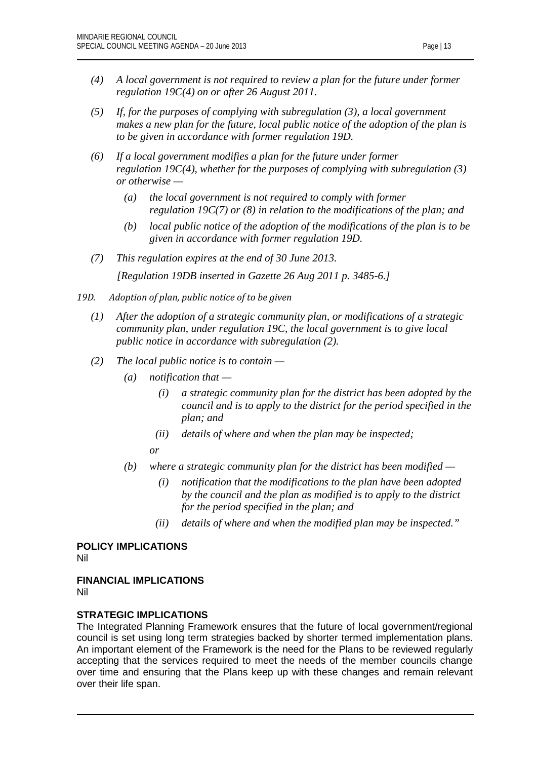*(4) A local government is not required to review a plan for the future under former regulation 19C(4) on or after 26 August 2011.*

*(5) If, for the purposes of complying with subregulation (3), a local government makes a new plan for the future, local public notice of the adoption of the plan is to be given in accordance with former regulation 19D.*

*(6) If a local government modifies a plan for the future under former regulation 19C(4), whether for the purposes of complying with subregulation (3) or otherwise —*

*(a) the local government is not required to comply with former regulation 19C(7) or (8) in relation to the modifications of the plan; and*

*(b) local public notice of the adoption of the modifications of the plan is to be given in accordance with former regulation 19D.*

*(7) This regulation expires at the end of 30 June 2013.*

*[Regulation 19DB inserted in Gazette 26 Aug 2011 p. 3485-6.]*

*19D. Adoption of plan, public notice of to be given*

*(1) After the adoption of a strategic community plan, or modifications of a strategic community plan, under regulation 19C, the local government is to give local public notice in accordance with subregulation (2).*

*(2) The local public notice is to contain —*

*(a) notification that —*

*(i) a strategic community plan for the district has been adopted by the council and is to apply to the district for the period specified in the plan; and*

*(ii) details of where and when the plan may be inspected;*

*or*

*(b) where a strategic community plan for the district has been modified —*

*(i) notification that the modifications to the plan have been adopted by the council and the plan as modified is to apply to the district for the period specified in the plan; and*

*(ii) details of where and when the modified plan may be inspected."*

**POLICY IMPLICATIONS**

Nil

**FINANCIAL IMPLICATIONS**

Nil

**STRATEGIC IMPLICATIONS**

The Integrated Planning Framework ensures that the future of local government/regional council is set using long term strategies backed by shorter termed implementation plans. An important element of the Framework is the need for the Plans to be reviewed regularly accepting that the services required to meet the needs of the member councils change over time and ensuring that the Plans keep up with these changes and remain relevant over their life span.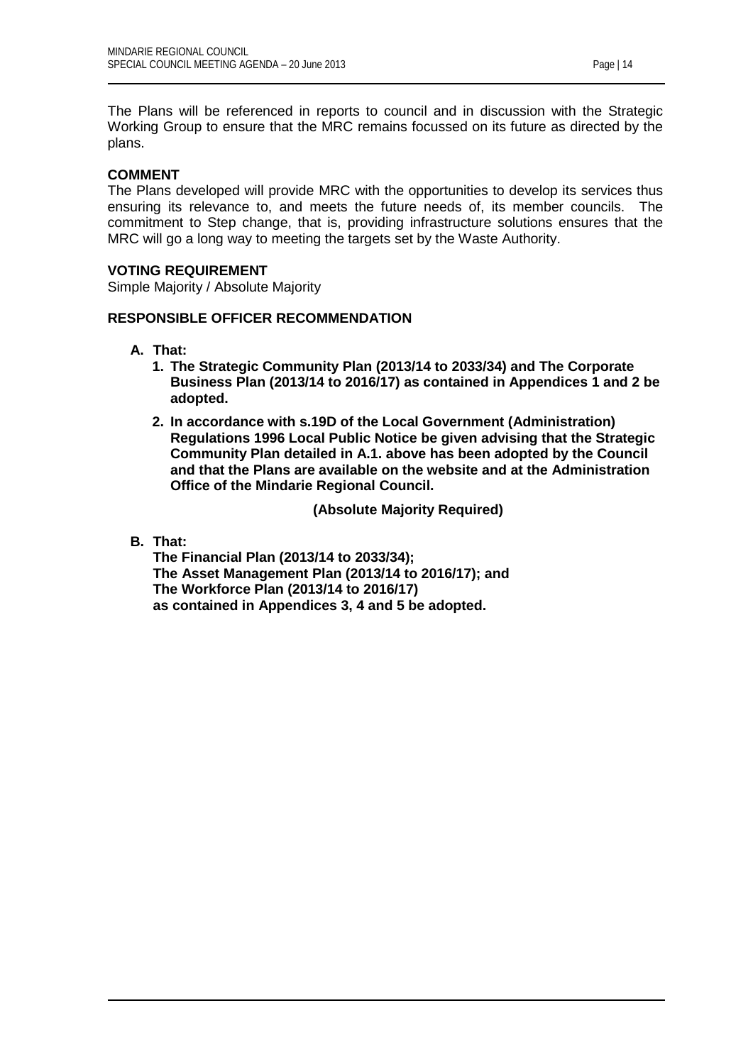The Plans will be referenced in reports to council and in discussion with the Strategic Working Group to ensure that the MRC remains focussed on its future as directed by the plans.

**COMMENT**

The Plans developed will provide MRC with the opportunities to develop its services thus ensuring its relevance to, and meets the future needs of, its member councils. The commitment to Step change, that is, providing infrastructure solutions ensures that the MRC will go a long way to meeting the targets set by the Waste Authority.

**VOTING REQUIREMENT**

Simple Majority / Absolute Majority

**RESPONSIBLE OFFICER RECOMMENDATION**

**A. That:**

1. **The Strategic Community Plan (2013/14 to 2033/34) and The Corporate Business Plan (2013/14 to 2016/17) as contained in Appendices 1 and 2 be adopted.**
2. **In accordance with s.19D of the Local Government (Administration) Regulations 1996 Local Public Notice be given advising that the Strategic Community Plan detailed in A.1. above has been adopted by the Council and that the Plans are available on the website and at the Administration Office of the Mindarie Regional Council.**

**(Absolute Majority Required)**

**B. That:**

**The Financial Plan (2013/14 to 2033/34);**
**The Asset Management Plan (2013/14 to 2016/17); and**
**The Workforce Plan (2013/14 to 2016/17)**
**as contained in Appendices 3, 4 and 5 be adopted.**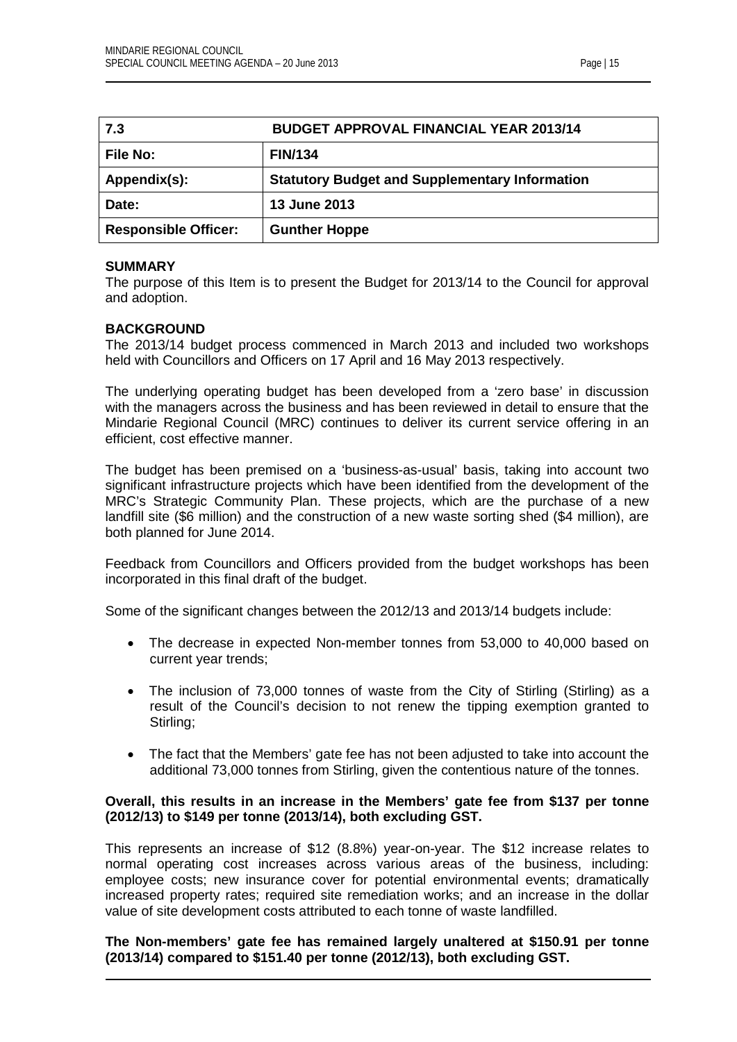| 7.3 | BUDGET APPROVAL FINANCIAL YEAR 2013/14 |
|---|---|
| **File No:** | **FIN/134** |
| **Appendix(s):** | **Statutory Budget and Supplementary Information** |
| **Date:** | **13 June 2013** |
| **Responsible Officer:** | **Gunther Hoppe** |

**SUMMARY**

The purpose of this Item is to present the Budget for 2013/14 to the Council for approval and adoption.

**BACKGROUND**

The 2013/14 budget process commenced in March 2013 and included two workshops held with Councillors and Officers on 17 April and 16 May 2013 respectively.

The underlying operating budget has been developed from a 'zero base' in discussion with the managers across the business and has been reviewed in detail to ensure that the Mindarie Regional Council (MRC) continues to deliver its current service offering in an efficient, cost effective manner.

The budget has been premised on a 'business-as-usual' basis, taking into account two significant infrastructure projects which have been identified from the development of the MRC's Strategic Community Plan. These projects, which are the purchase of a new landfill site ($6 million) and the construction of a new waste sorting shed ($4 million), are both planned for June 2014.

Feedback from Councillors and Officers provided from the budget workshops has been incorporated in this final draft of the budget.

Some of the significant changes between the 2012/13 and 2013/14 budgets include:

- The decrease in expected Non-member tonnes from 53,000 to 40,000 based on current year trends;
- The inclusion of 73,000 tonnes of waste from the City of Stirling (Stirling) as a result of the Council's decision to not renew the tipping exemption granted to Stirling;
- The fact that the Members' gate fee has not been adjusted to take into account the additional 73,000 tonnes from Stirling, given the contentious nature of the tonnes.

**Overall, this results in an increase in the Members' gate fee from $137 per tonne (2012/13) to $149 per tonne (2013/14), both excluding GST.**

This represents an increase of $12 (8.8%) year-on-year. The $12 increase relates to normal operating cost increases across various areas of the business, including: employee costs; new insurance cover for potential environmental events; dramatically increased property rates; required site remediation works; and an increase in the dollar value of site development costs attributed to each tonne of waste landfilled.

**The Non-members' gate fee has remained largely unaltered at $150.91 per tonne (2013/14) compared to $151.40 per tonne (2012/13), both excluding GST.**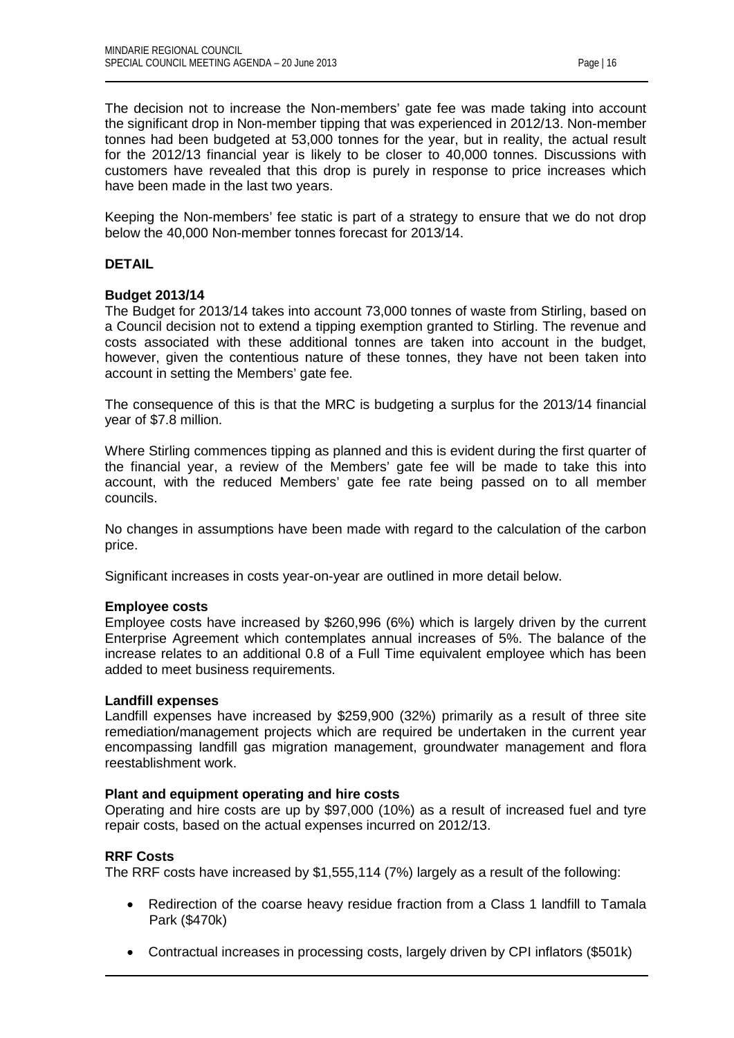The decision not to increase the Non-members' gate fee was made taking into account the significant drop in Non-member tipping that was experienced in 2012/13. Non-member tonnes had been budgeted at 53,000 tonnes for the year, but in reality, the actual result for the 2012/13 financial year is likely to be closer to 40,000 tonnes. Discussions with customers have revealed that this drop is purely in response to price increases which have been made in the last two years.

Keeping the Non-members' fee static is part of a strategy to ensure that we do not drop below the 40,000 Non-member tonnes forecast for 2013/14.

**DETAIL**

**Budget 2013/14**

The Budget for 2013/14 takes into account 73,000 tonnes of waste from Stirling, based on a Council decision not to extend a tipping exemption granted to Stirling. The revenue and costs associated with these additional tonnes are taken into account in the budget, however, given the contentious nature of these tonnes, they have not been taken into account in setting the Members' gate fee.

The consequence of this is that the MRC is budgeting a surplus for the 2013/14 financial year of $7.8 million.

Where Stirling commences tipping as planned and this is evident during the first quarter of the financial year, a review of the Members' gate fee will be made to take this into account, with the reduced Members' gate fee rate being passed on to all member councils.

No changes in assumptions have been made with regard to the calculation of the carbon price.

Significant increases in costs year-on-year are outlined in more detail below.

**Employee costs**

Employee costs have increased by $260,996 (6%) which is largely driven by the current Enterprise Agreement which contemplates annual increases of 5%. The balance of the increase relates to an additional 0.8 of a Full Time equivalent employee which has been added to meet business requirements.

**Landfill expenses**

Landfill expenses have increased by $259,900 (32%) primarily as a result of three site remediation/management projects which are required be undertaken in the current year encompassing landfill gas migration management, groundwater management and flora reestablishment work.

**Plant and equipment operating and hire costs**

Operating and hire costs are up by $97,000 (10%) as a result of increased fuel and tyre repair costs, based on the actual expenses incurred on 2012/13.

**RRF Costs**

The RRF costs have increased by $1,555,114 (7%) largely as a result of the following:

- Redirection of the coarse heavy residue fraction from a Class 1 landfill to Tamala Park ($470k)
- Contractual increases in processing costs, largely driven by CPI inflators ($501k)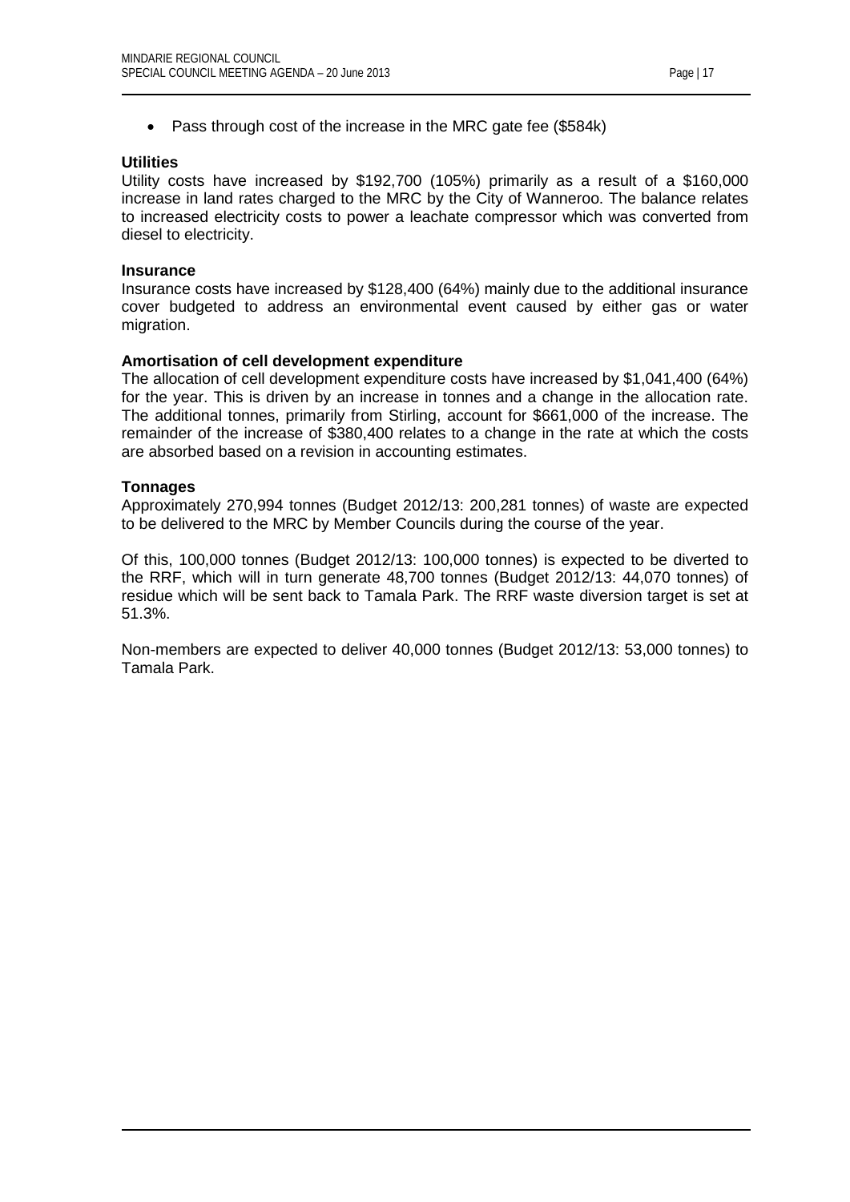- Pass through cost of the increase in the MRC gate fee ($584k)

**Utilities**

Utility costs have increased by $192,700 (105%) primarily as a result of a $160,000 increase in land rates charged to the MRC by the City of Wanneroo. The balance relates to increased electricity costs to power a leachate compressor which was converted from diesel to electricity.

**Insurance**

Insurance costs have increased by $128,400 (64%) mainly due to the additional insurance cover budgeted to address an environmental event caused by either gas or water migration.

**Amortisation of cell development expenditure**

The allocation of cell development expenditure costs have increased by $1,041,400 (64%) for the year. This is driven by an increase in tonnes and a change in the allocation rate. The additional tonnes, primarily from Stirling, account for $661,000 of the increase. The remainder of the increase of $380,400 relates to a change in the rate at which the costs are absorbed based on a revision in accounting estimates.

**Tonnages**

Approximately 270,994 tonnes (Budget 2012/13: 200,281 tonnes) of waste are expected to be delivered to the MRC by Member Councils during the course of the year.

Of this, 100,000 tonnes (Budget 2012/13: 100,000 tonnes) is expected to be diverted to the RRF, which will in turn generate 48,700 tonnes (Budget 2012/13: 44,070 tonnes) of residue which will be sent back to Tamala Park. The RRF waste diversion target is set at 51.3%.

Non-members are expected to deliver 40,000 tonnes (Budget 2012/13: 53,000 tonnes) to Tamala Park.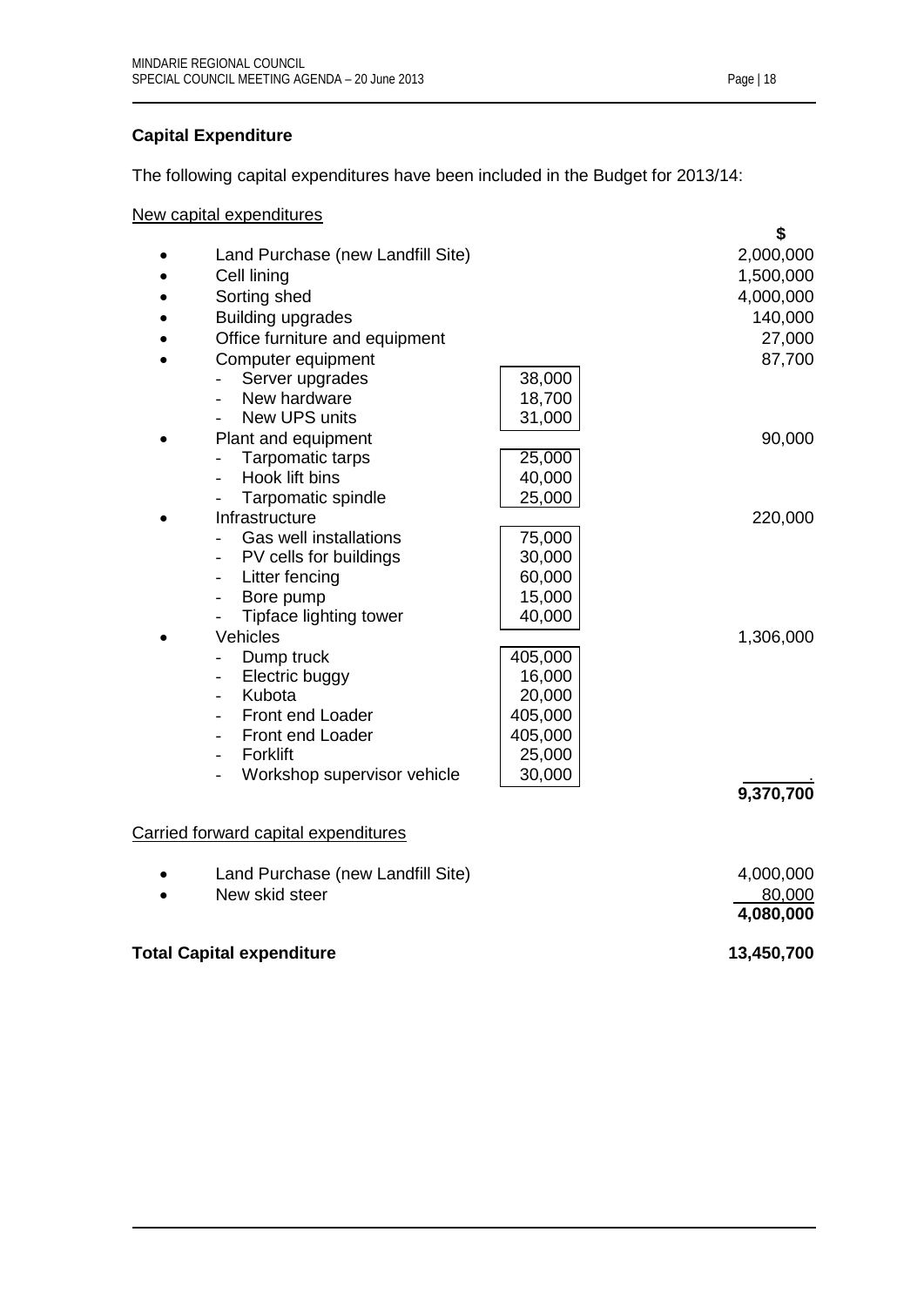**Capital Expenditure**

The following capital expenditures have been included in the Budget for 2013/14:

New capital expenditures

| | | $ |
|---|---|---|
| • Land Purchase (new Landfill Site) | | 2,000,000 |
| • Cell lining | | 1,500,000 |
| • Sorting shed | | 4,000,000 |
| • Building upgrades | | 140,000 |
| • Office furniture and equipment | | 27,000 |
| • Computer equipment | | 87,700 |
| - Server upgrades | 38,000 | |
| - New hardware | 18,700 | |
| - New UPS units | 31,000 | |
| • Plant and equipment | | 90,000 |
| - Tarpomatic tarps | 25,000 | |
| - Hook lift bins | 40,000 | |
| - Tarpomatic spindle | 25,000 | |
| • Infrastructure | | 220,000 |
| - Gas well installations | 75,000 | |
| - PV cells for buildings | 30,000 | |
| - Litter fencing | 60,000 | |
| - Bore pump | 15,000 | |
| - Tipface lighting tower | 40,000 | |
| • Vehicles | | 1,306,000 |
| - Dump truck | 405,000 | |
| - Electric buggy | 16,000 | |
| - Kubota | 20,000 | |
| - Front end Loader | 405,000 | |
| - Front end Loader | 405,000 | |
| - Forklift | 25,000 | |
| - Workshop supervisor vehicle | 30,000 | |
| | | **9,370,700** |

Carried forward capital expenditures

| | $ |
|---|---|
| • Land Purchase (new Landfill Site) | 4,000,000 |
| • New skid steer | 80,000 |
| | **4,080,000** |

**Total Capital expenditure** **13,450,700**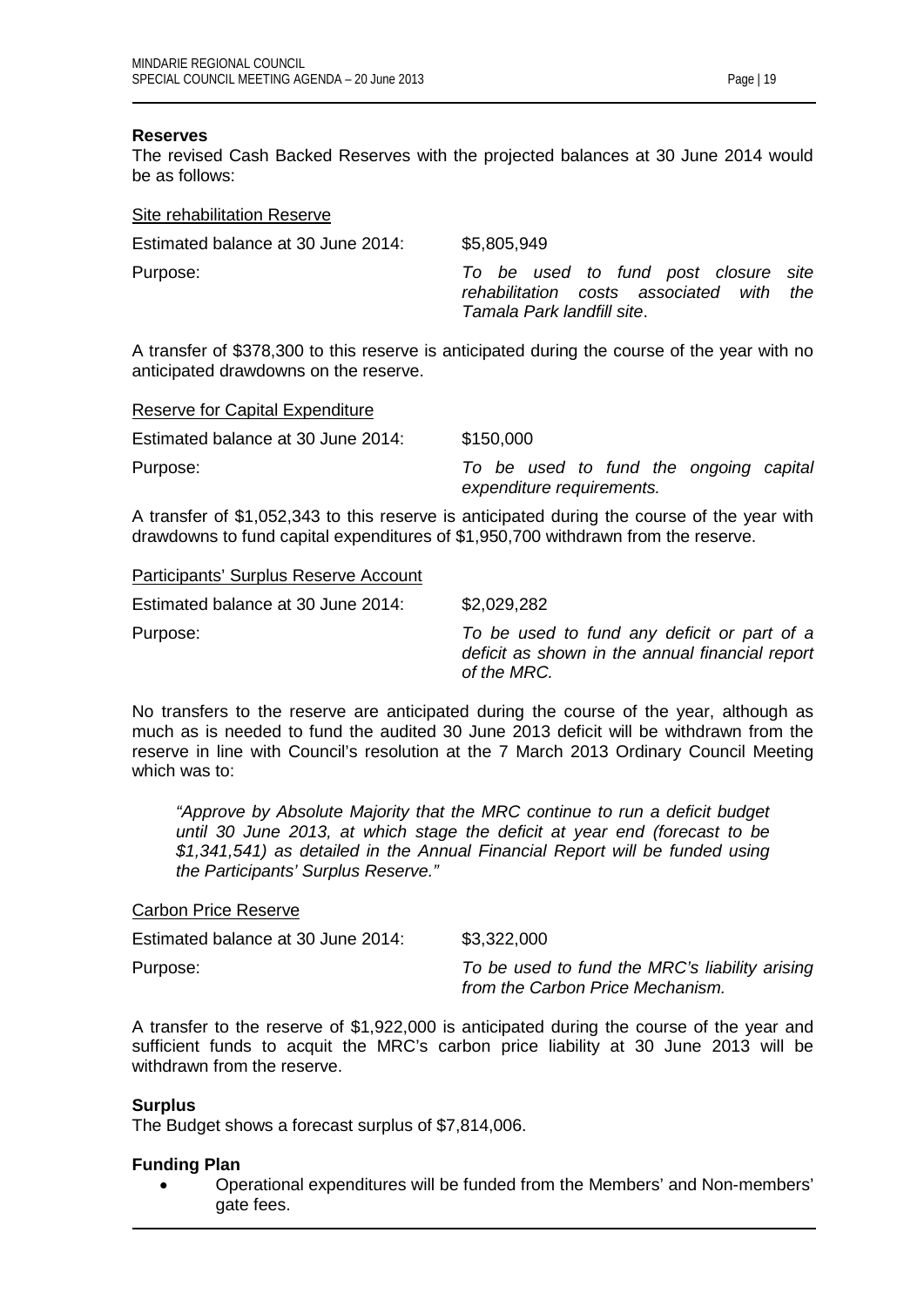**Reserves**

The revised Cash Backed Reserves with the projected balances at 30 June 2014 would be as follows:

Site rehabilitation Reserve

Estimated balance at 30 June 2014: $5,805,949

Purpose: *To be used to fund post closure site rehabilitation costs associated with the Tamala Park landfill site*.

A transfer of $378,300 to this reserve is anticipated during the course of the year with no anticipated drawdowns on the reserve.

Reserve for Capital Expenditure

Estimated balance at 30 June 2014: $150,000

Purpose: *To be used to fund the ongoing capital expenditure requirements.*

A transfer of $1,052,343 to this reserve is anticipated during the course of the year with drawdowns to fund capital expenditures of $1,950,700 withdrawn from the reserve.

Participants' Surplus Reserve Account

Estimated balance at 30 June 2014: $2,029,282

Purpose: *To be used to fund any deficit or part of a deficit as shown in the annual financial report of the MRC.*

No transfers to the reserve are anticipated during the course of the year, although as much as is needed to fund the audited 30 June 2013 deficit will be withdrawn from the reserve in line with Council's resolution at the 7 March 2013 Ordinary Council Meeting which was to:

> *"Approve by Absolute Majority that the MRC continue to run a deficit budget until 30 June 2013, at which stage the deficit at year end (forecast to be $1,341,541) as detailed in the Annual Financial Report will be funded using the Participants' Surplus Reserve."*

Carbon Price Reserve

Estimated balance at 30 June 2014: $3,322,000

Purpose: *To be used to fund the MRC's liability arising from the Carbon Price Mechanism.*

A transfer to the reserve of $1,922,000 is anticipated during the course of the year and sufficient funds to acquit the MRC's carbon price liability at 30 June 2013 will be withdrawn from the reserve.

**Surplus**

The Budget shows a forecast surplus of $7,814,006.

**Funding Plan**

- Operational expenditures will be funded from the Members' and Non-members' gate fees.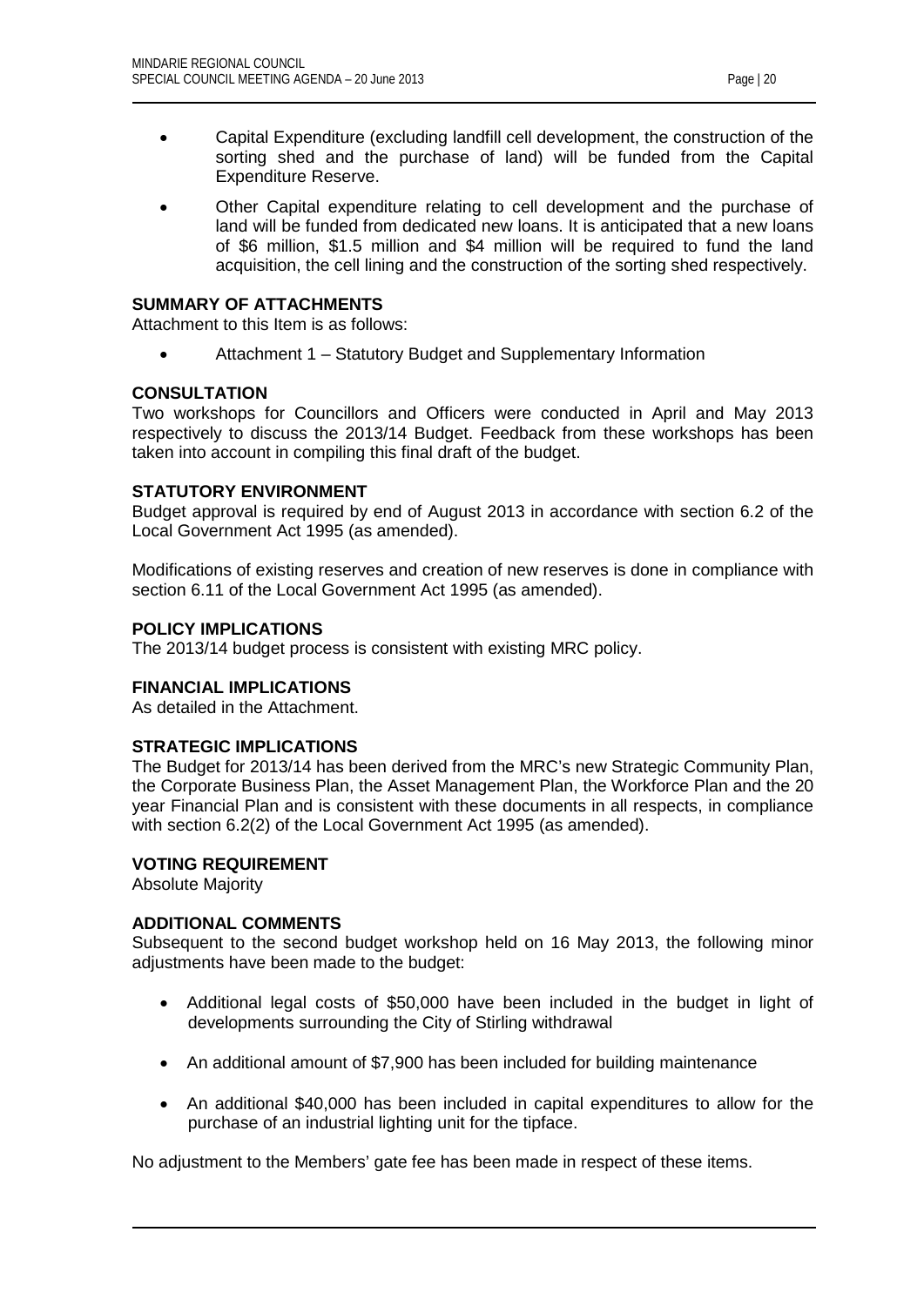- Capital Expenditure (excluding landfill cell development, the construction of the sorting shed and the purchase of land) will be funded from the Capital Expenditure Reserve.
- Other Capital expenditure relating to cell development and the purchase of land will be funded from dedicated new loans. It is anticipated that a new loans of $6 million, $1.5 million and $4 million will be required to fund the land acquisition, the cell lining and the construction of the sorting shed respectively.

**SUMMARY OF ATTACHMENTS**

Attachment to this Item is as follows:

- Attachment 1 – Statutory Budget and Supplementary Information

**CONSULTATION**

Two workshops for Councillors and Officers were conducted in April and May 2013 respectively to discuss the 2013/14 Budget. Feedback from these workshops has been taken into account in compiling this final draft of the budget.

**STATUTORY ENVIRONMENT**

Budget approval is required by end of August 2013 in accordance with section 6.2 of the Local Government Act 1995 (as amended).

Modifications of existing reserves and creation of new reserves is done in compliance with section 6.11 of the Local Government Act 1995 (as amended).

**POLICY IMPLICATIONS**

The 2013/14 budget process is consistent with existing MRC policy.

**FINANCIAL IMPLICATIONS**

As detailed in the Attachment.

**STRATEGIC IMPLICATIONS**

The Budget for 2013/14 has been derived from the MRC's new Strategic Community Plan, the Corporate Business Plan, the Asset Management Plan, the Workforce Plan and the 20 year Financial Plan and is consistent with these documents in all respects, in compliance with section 6.2(2) of the Local Government Act 1995 (as amended).

**VOTING REQUIREMENT**

Absolute Majority

**ADDITIONAL COMMENTS**

Subsequent to the second budget workshop held on 16 May 2013, the following minor adjustments have been made to the budget:

- Additional legal costs of $50,000 have been included in the budget in light of developments surrounding the City of Stirling withdrawal
- An additional amount of $7,900 has been included for building maintenance
- An additional $40,000 has been included in capital expenditures to allow for the purchase of an industrial lighting unit for the tipface.

No adjustment to the Members' gate fee has been made in respect of these items.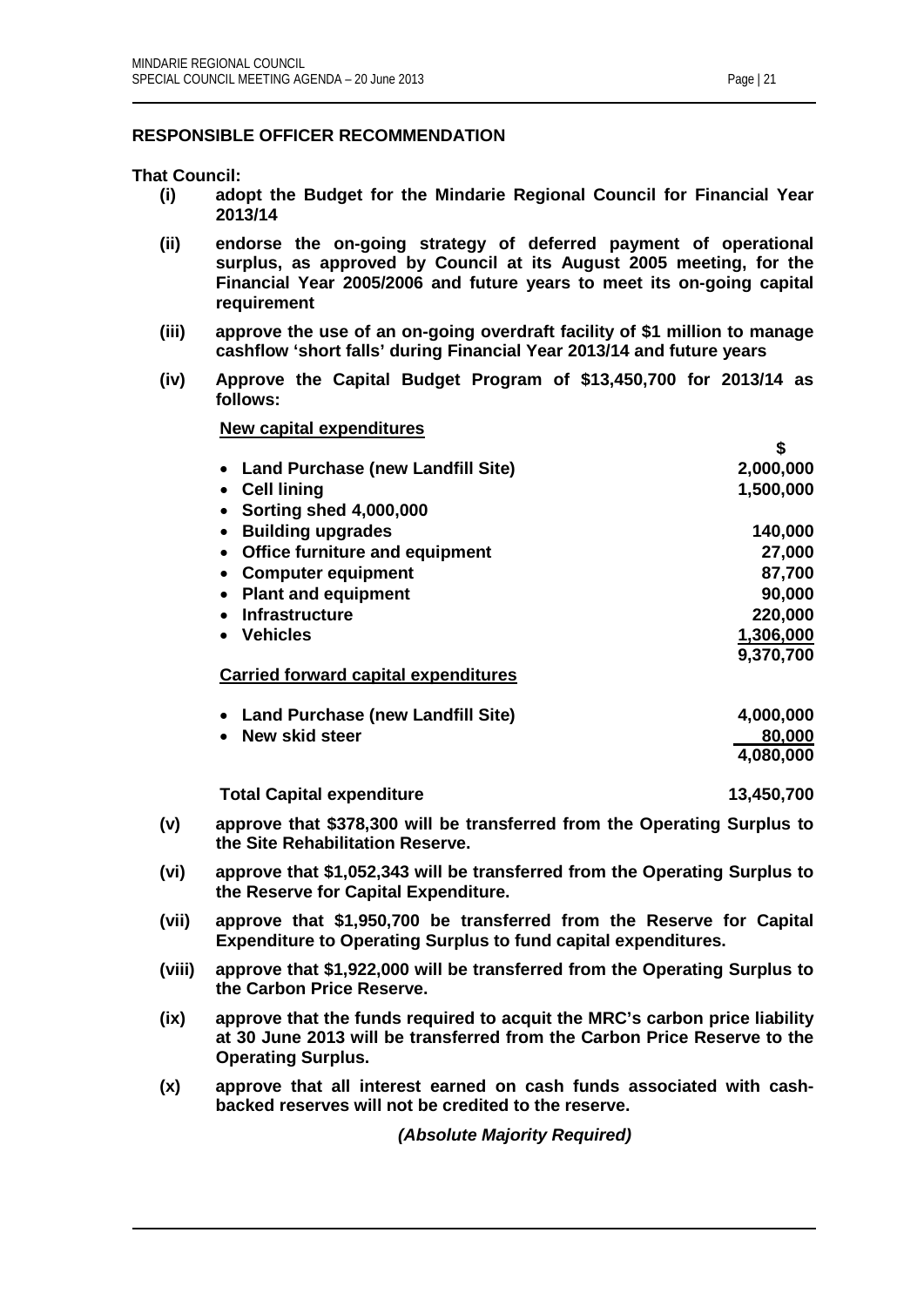## RESPONSIBLE OFFICER RECOMMENDATION

**That Council:**

**(i)** **adopt the Budget for the Mindarie Regional Council for Financial Year 2013/14**

**(ii)** **endorse the on-going strategy of deferred payment of operational surplus, as approved by Council at its August 2005 meeting, for the Financial Year 2005/2006 and future years to meet its on-going capital requirement**

**(iii)** **approve the use of an on-going overdraft facility of $1 million to manage cashflow 'short falls' during Financial Year 2013/14 and future years**

**(iv)** **Approve the Capital Budget Program of $13,450,700 for 2013/14 as follows:**

**New capital expenditures**

| | $ |
|---|---|
| • **Land Purchase (new Landfill Site)** | **2,000,000** |
| • **Cell lining** | **1,500,000** |
| • **Sorting shed 4,000,000** | |
| • **Building upgrades** | **140,000** |
| • **Office furniture and equipment** | **27,000** |
| • **Computer equipment** | **87,700** |
| • **Plant and equipment** | **90,000** |
| • **Infrastructure** | **220,000** |
| • **Vehicles** | **1,306,000** |
| | **9,370,700** |

**Carried forward capital expenditures**

| | |
|---|---|
| • **Land Purchase (new Landfill Site)** | **4,000,000** |
| • **New skid steer** | **80,000** |
| | **4,080,000** |
| **Total Capital expenditure** | **13,450,700** |

**(v)** **approve that $378,300 will be transferred from the Operating Surplus to the Site Rehabilitation Reserve.**

**(vi)** **approve that $1,052,343 will be transferred from the Operating Surplus to the Reserve for Capital Expenditure.**

**(vii)** **approve that $1,950,700 be transferred from the Reserve for Capital Expenditure to Operating Surplus to fund capital expenditures.**

**(viii)** **approve that $1,922,000 will be transferred from the Operating Surplus to the Carbon Price Reserve.**

**(ix)** **approve that the funds required to acquit the MRC's carbon price liability at 30 June 2013 will be transferred from the Carbon Price Reserve to the Operating Surplus.**

**(x)** **approve that all interest earned on cash funds associated with cash-backed reserves will not be credited to the reserve.**

***(Absolute Majority Required)***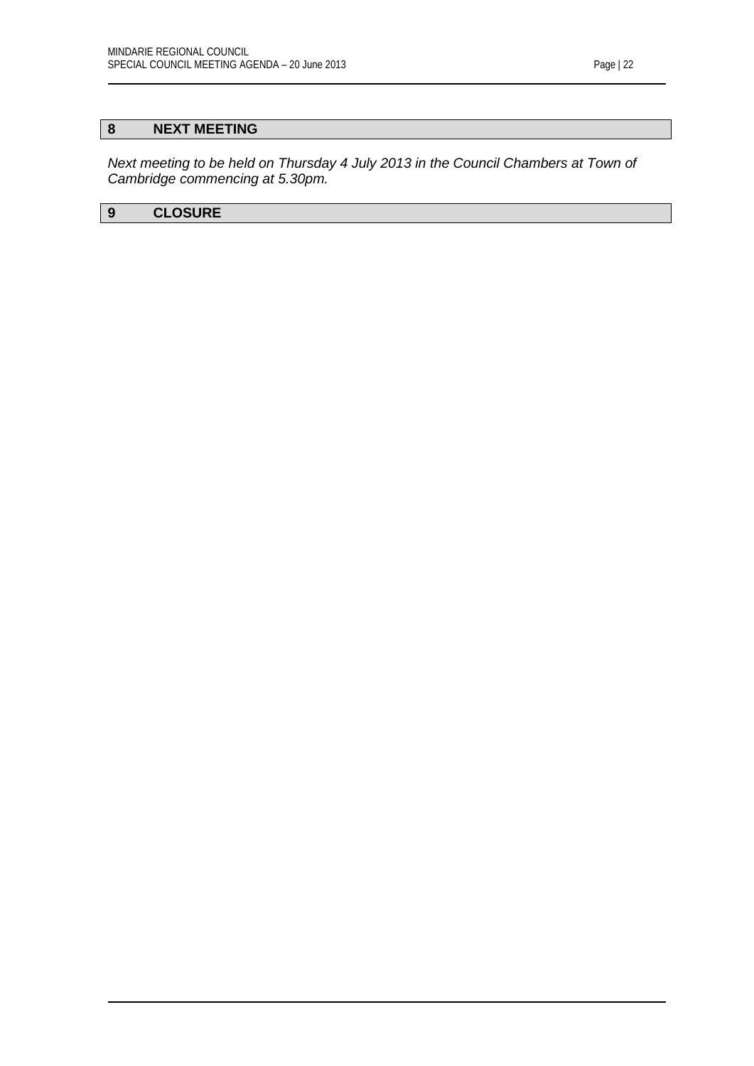## 8 NEXT MEETING

*Next meeting to be held on Thursday 4 July 2013 in the Council Chambers at Town of Cambridge commencing at 5.30pm.*

## 9 CLOSURE